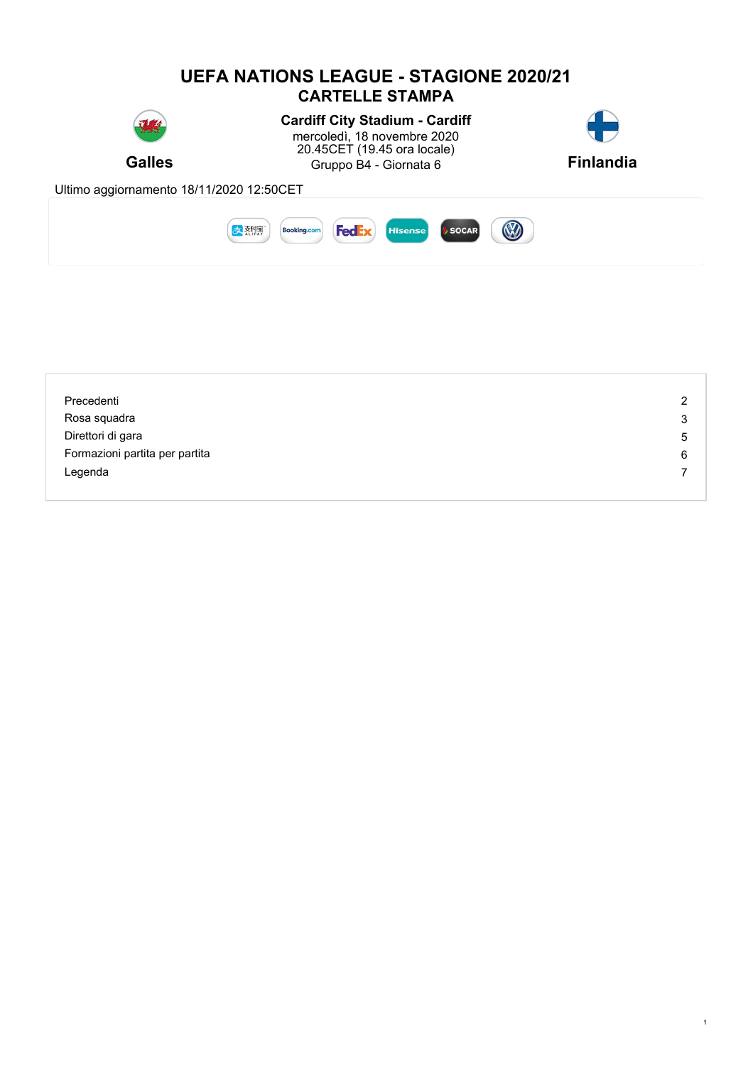# UEFA NATIONS LEAGUE - STAGIONE 2020/21

## CARTELLE STAMPA

**Galles**

**Cardiff City Stadium - Cardiff**
mercoledì, 18 novembre 2020
20.45CET (19.45 ora locale)
Gruppo B4 - Giornata 6

**Finlandia**

Ultimo aggiornamento 18/11/2020 12:50CET

| | |
|---|---|
| Precedenti | 2 |
| Rosa squadra | 3 |
| Direttori di gara | 5 |
| Formazioni partita per partita | 6 |
| Legenda | 7 |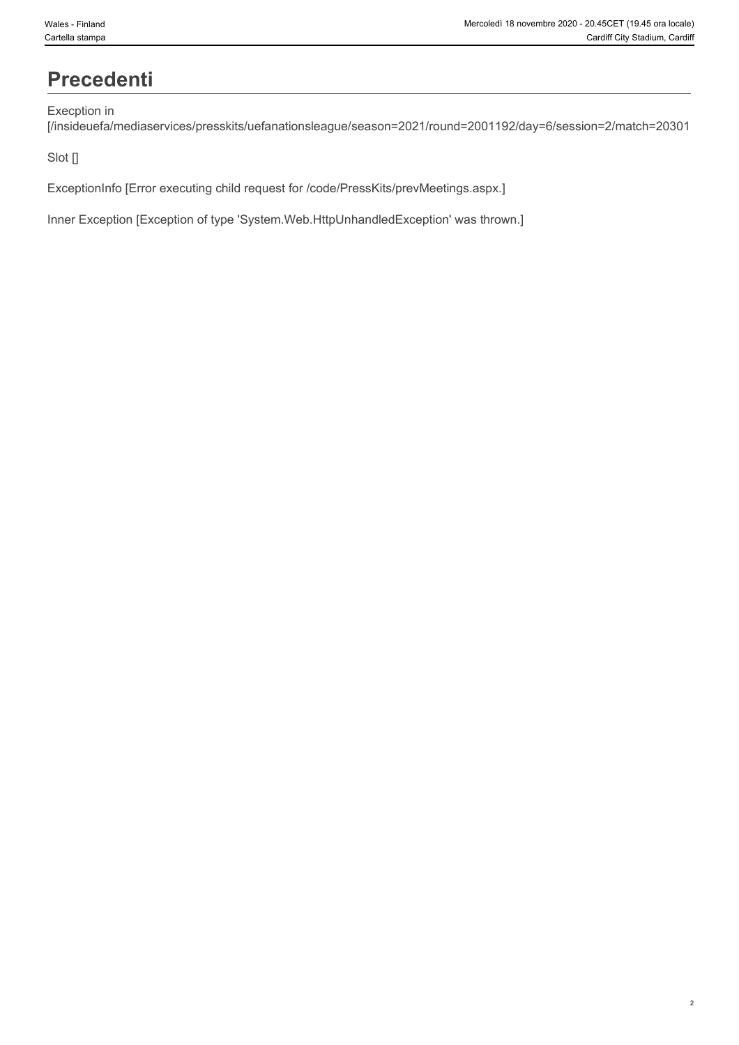# Precedenti

Execption in
[/insideuefa/mediaservices/presskits/uefanationsleague/season=2021/round=2001192/day=6/session=2/match=20301

Slot []

ExceptionInfo [Error executing child request for /code/PressKits/prevMeetings.aspx.]

Inner Exception [Exception of type 'System.Web.HttpUnhandledException' was thrown.]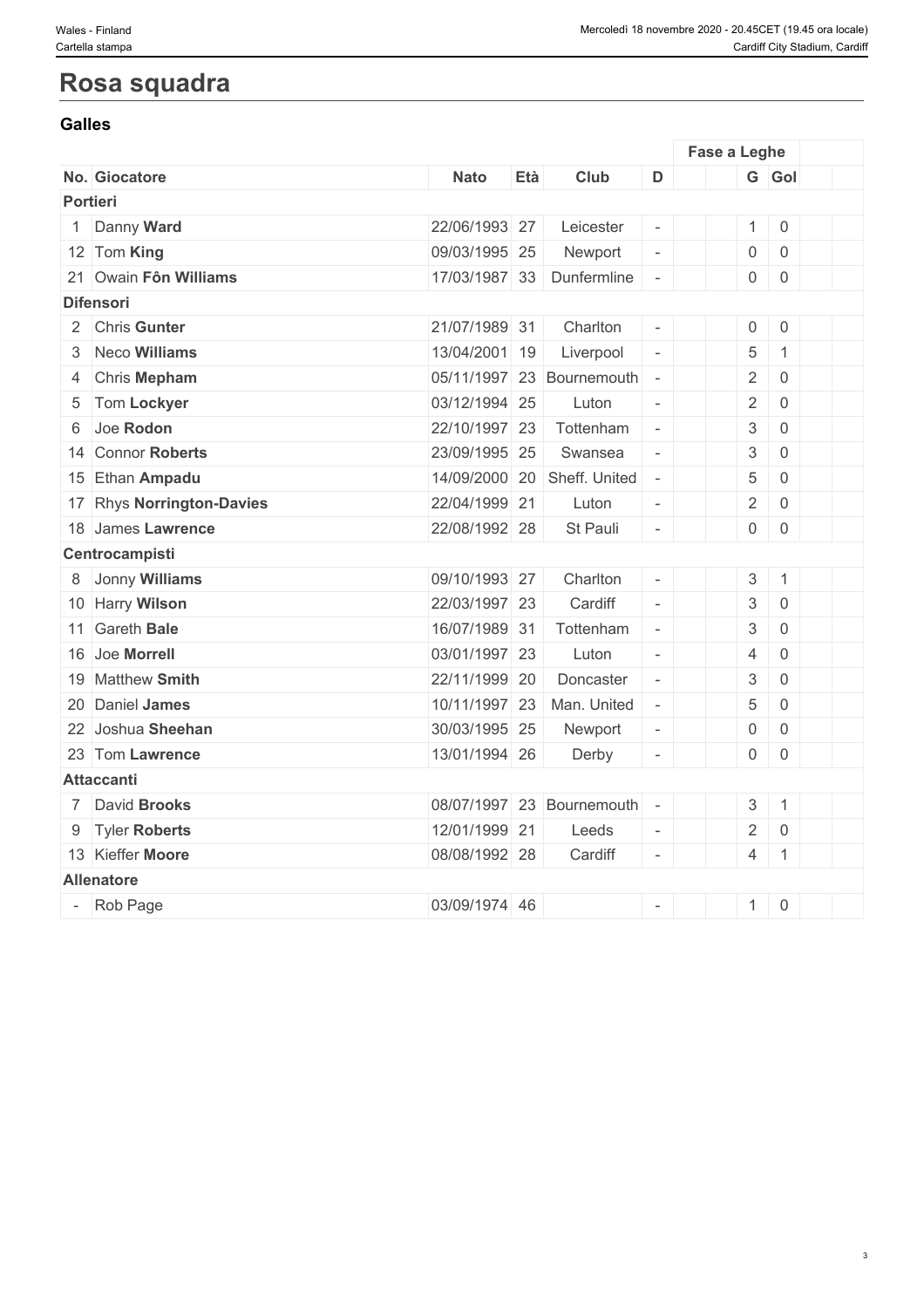# Rosa squadra

## Galles

| No. | Giocatore | Nato | Età | Club | D | | | G | Gol | | |
|---|---|---|---|---|---|---|---|---|---|---|---|
| | | | | | | Fase a Leghe | | | | | |
| **Portieri** | | | | | | | | | | | |
| 1 | Danny **Ward** | 22/06/1993 | 27 | Leicester | - | | | 1 | 0 | | |
| 12 | Tom **King** | 09/03/1995 | 25 | Newport | - | | | 0 | 0 | | |
| 21 | Owain **Fôn Williams** | 17/03/1987 | 33 | Dunfermline | - | | | 0 | 0 | | |
| **Difensori** | | | | | | | | | | | |
| 2 | Chris **Gunter** | 21/07/1989 | 31 | Charlton | - | | | 0 | 0 | | |
| 3 | Neco **Williams** | 13/04/2001 | 19 | Liverpool | - | | | 5 | 1 | | |
| 4 | Chris **Mepham** | 05/11/1997 | 23 | Bournemouth | - | | | 2 | 0 | | |
| 5 | Tom **Lockyer** | 03/12/1994 | 25 | Luton | - | | | 2 | 0 | | |
| 6 | Joe **Rodon** | 22/10/1997 | 23 | Tottenham | - | | | 3 | 0 | | |
| 14 | Connor **Roberts** | 23/09/1995 | 25 | Swansea | - | | | 3 | 0 | | |
| 15 | Ethan **Ampadu** | 14/09/2000 | 20 | Sheff. United | - | | | 5 | 0 | | |
| 17 | Rhys **Norrington-Davies** | 22/04/1999 | 21 | Luton | - | | | 2 | 0 | | |
| 18 | James **Lawrence** | 22/08/1992 | 28 | St Pauli | - | | | 0 | 0 | | |
| **Centrocampisti** | | | | | | | | | | | |
| 8 | Jonny **Williams** | 09/10/1993 | 27 | Charlton | - | | | 3 | 1 | | |
| 10 | Harry **Wilson** | 22/03/1997 | 23 | Cardiff | - | | | 3 | 0 | | |
| 11 | Gareth **Bale** | 16/07/1989 | 31 | Tottenham | - | | | 3 | 0 | | |
| 16 | Joe **Morrell** | 03/01/1997 | 23 | Luton | - | | | 4 | 0 | | |
| 19 | Matthew **Smith** | 22/11/1999 | 20 | Doncaster | - | | | 3 | 0 | | |
| 20 | Daniel **James** | 10/11/1997 | 23 | Man. United | - | | | 5 | 0 | | |
| 22 | Joshua **Sheehan** | 30/03/1995 | 25 | Newport | - | | | 0 | 0 | | |
| 23 | Tom **Lawrence** | 13/01/1994 | 26 | Derby | - | | | 0 | 0 | | |
| **Attaccanti** | | | | | | | | | | | |
| 7 | David **Brooks** | 08/07/1997 | 23 | Bournemouth | - | | | 3 | 1 | | |
| 9 | Tyler **Roberts** | 12/01/1999 | 21 | Leeds | - | | | 2 | 0 | | |
| 13 | Kieffer **Moore** | 08/08/1992 | 28 | Cardiff | - | | | 4 | 1 | | |
| **Allenatore** | | | | | | | | | | | |
| - | Rob Page | 03/09/1974 | 46 | | - | | | 1 | 0 | | |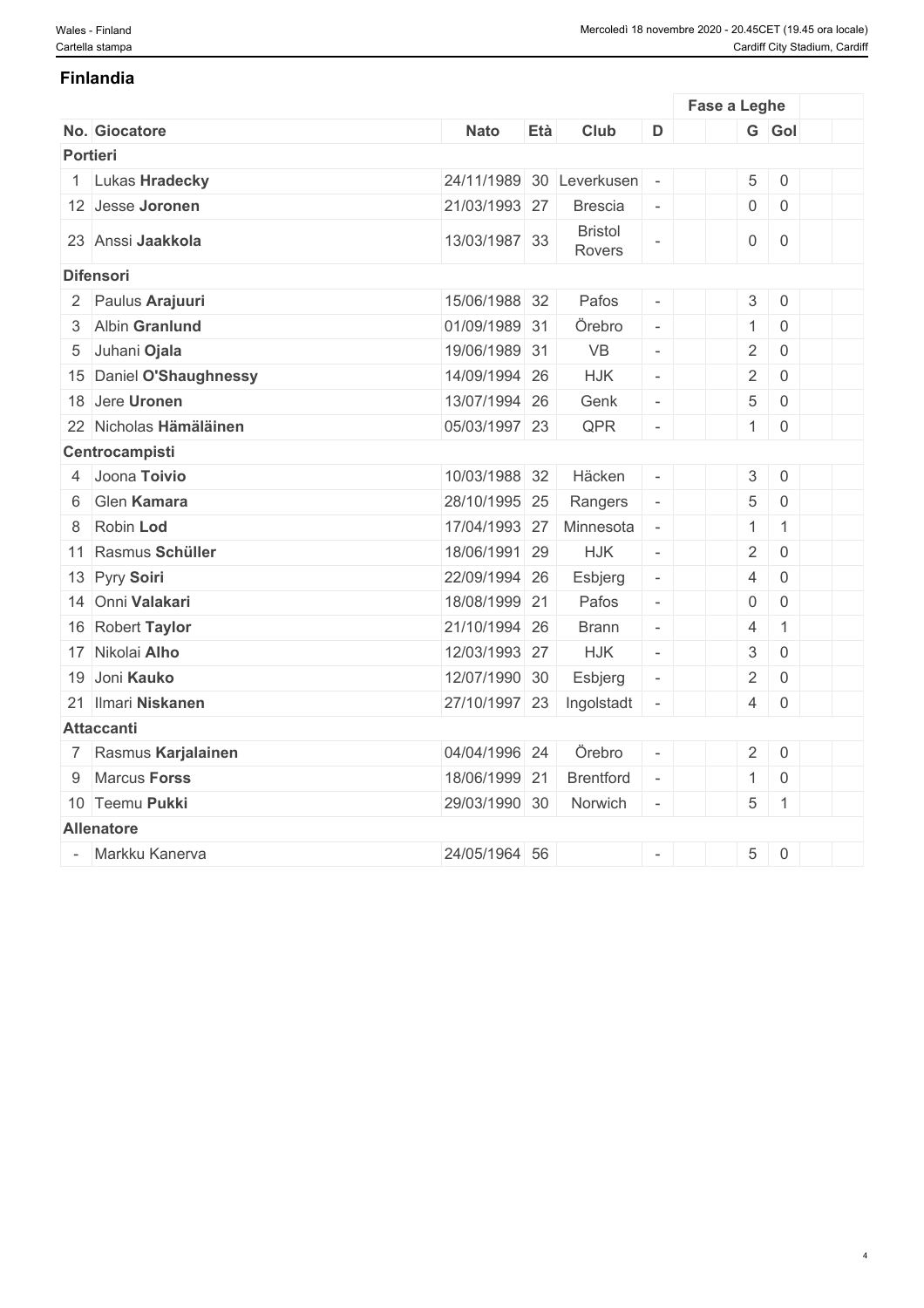## Finlandia

| No. | Giocatore | Nato | Età | Club | D | | Fase a Leghe | | | |
|---|---|---|---|---|---|---|---|---|---|---|
| | | | | | | | G | Gol | | |
| **Portieri** | | | | | | | | | | |
| 1 | Lukas **Hradecky** | 24/11/1989 | 30 | Leverkusen | - | | 5 | 0 | | |
| 12 | Jesse **Joronen** | 21/03/1993 | 27 | Brescia | - | | 0 | 0 | | |
| 23 | Anssi **Jaakkola** | 13/03/1987 | 33 | Bristol Rovers | - | | 0 | 0 | | |
| **Difensori** | | | | | | | | | | |
| 2 | Paulus **Arajuuri** | 15/06/1988 | 32 | Pafos | - | | 3 | 0 | | |
| 3 | Albin **Granlund** | 01/09/1989 | 31 | Örebro | - | | 1 | 0 | | |
| 5 | Juhani **Ojala** | 19/06/1989 | 31 | VB | - | | 2 | 0 | | |
| 15 | Daniel **O'Shaughnessy** | 14/09/1994 | 26 | HJK | - | | 2 | 0 | | |
| 18 | Jere **Uronen** | 13/07/1994 | 26 | Genk | - | | 5 | 0 | | |
| 22 | Nicholas **Hämäläinen** | 05/03/1997 | 23 | QPR | - | | 1 | 0 | | |
| **Centrocampisti** | | | | | | | | | | |
| 4 | Joona **Toivio** | 10/03/1988 | 32 | Häcken | - | | 3 | 0 | | |
| 6 | Glen **Kamara** | 28/10/1995 | 25 | Rangers | - | | 5 | 0 | | |
| 8 | Robin **Lod** | 17/04/1993 | 27 | Minnesota | - | | 1 | 1 | | |
| 11 | Rasmus **Schüller** | 18/06/1991 | 29 | HJK | - | | 2 | 0 | | |
| 13 | Pyry **Soiri** | 22/09/1994 | 26 | Esbjerg | - | | 4 | 0 | | |
| 14 | Onni **Valakari** | 18/08/1999 | 21 | Pafos | - | | 0 | 0 | | |
| 16 | Robert **Taylor** | 21/10/1994 | 26 | Brann | - | | 4 | 1 | | |
| 17 | Nikolai **Alho** | 12/03/1993 | 27 | HJK | - | | 3 | 0 | | |
| 19 | Joni **Kauko** | 12/07/1990 | 30 | Esbjerg | - | | 2 | 0 | | |
| 21 | Ilmari **Niskanen** | 27/10/1997 | 23 | Ingolstadt | - | | 4 | 0 | | |
| **Attaccanti** | | | | | | | | | | |
| 7 | Rasmus **Karjalainen** | 04/04/1996 | 24 | Örebro | - | | 2 | 0 | | |
| 9 | Marcus **Forss** | 18/06/1999 | 21 | Brentford | - | | 1 | 0 | | |
| 10 | Teemu **Pukki** | 29/03/1990 | 30 | Norwich | - | | 5 | 1 | | |
| **Allenatore** | | | | | | | | | | |
| - | Markku Kanerva | 24/05/1964 | 56 | | - | | 5 | 0 | | |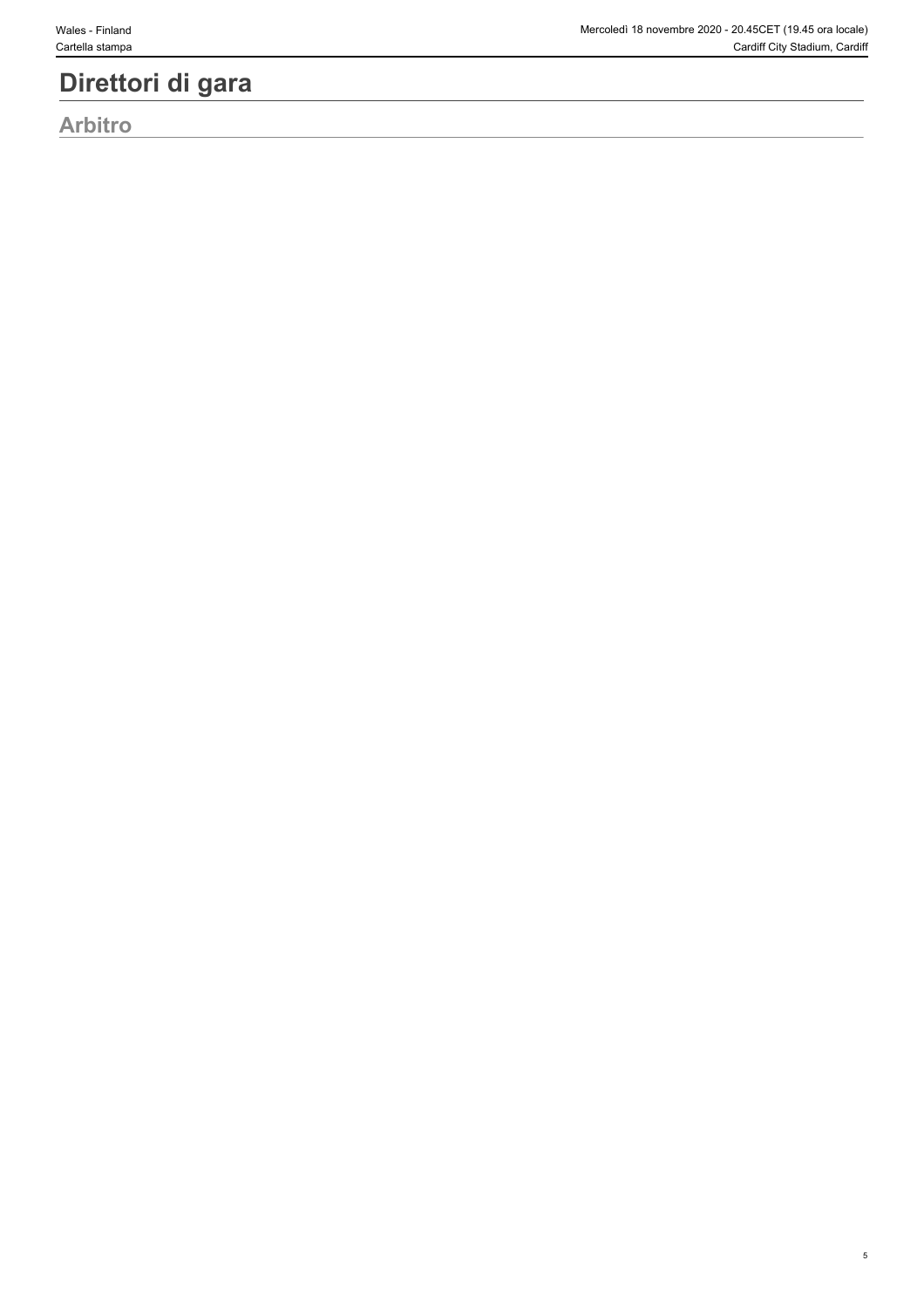# Direttori di gara

## Arbitro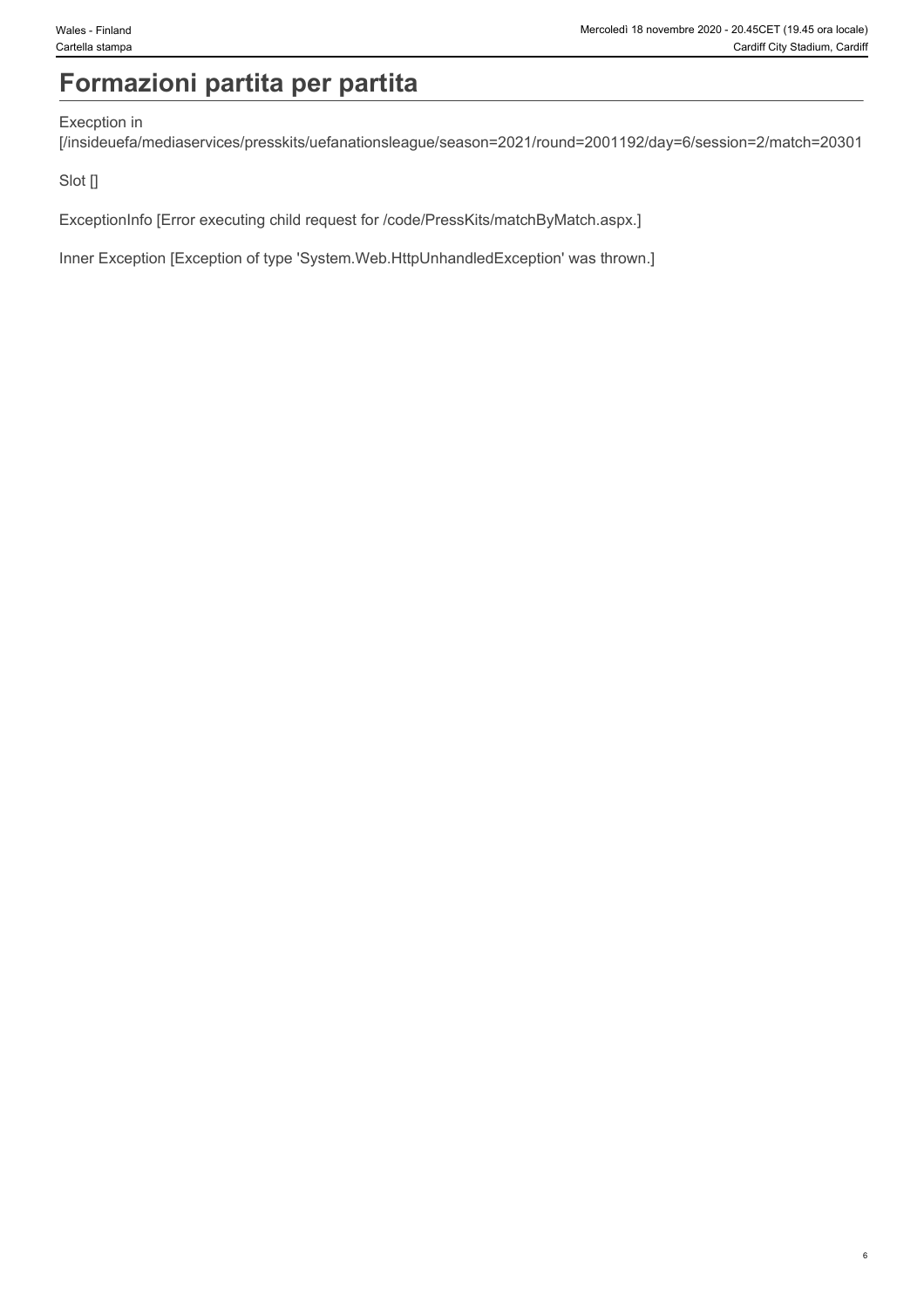# Formazioni partita per partita

Execption in
[/insideuefa/mediaservices/presskits/uefanationsleague/season=2021/round=2001192/day=6/session=2/match=20301

Slot []

ExceptionInfo [Error executing child request for /code/PressKits/matchByMatch.aspx.]

Inner Exception [Exception of type 'System.Web.HttpUnhandledException' was thrown.]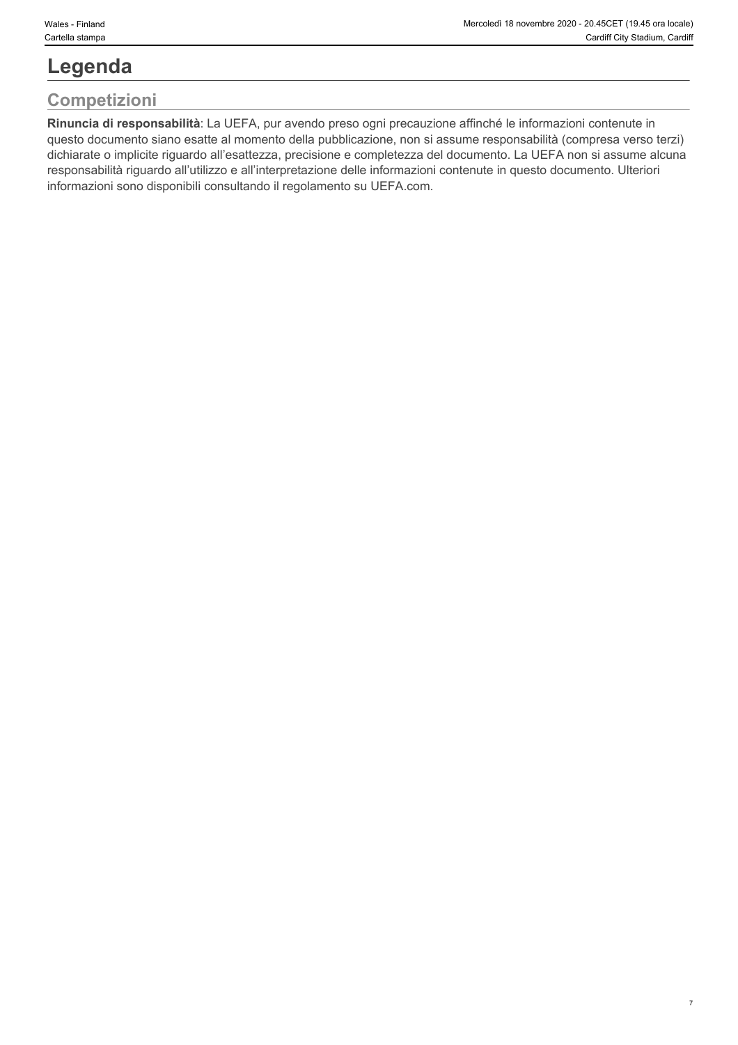# Legenda

## Competizioni

**Rinuncia di responsabilità**: La UEFA, pur avendo preso ogni precauzione affinché le informazioni contenute in questo documento siano esatte al momento della pubblicazione, non si assume responsabilità (compresa verso terzi) dichiarate o implicite riguardo all'esattezza, precisione e completezza del documento. La UEFA non si assume alcuna responsabilità riguardo all'utilizzo e all'interpretazione delle informazioni contenute in questo documento. Ulteriori informazioni sono disponibili consultando il regolamento su UEFA.com.